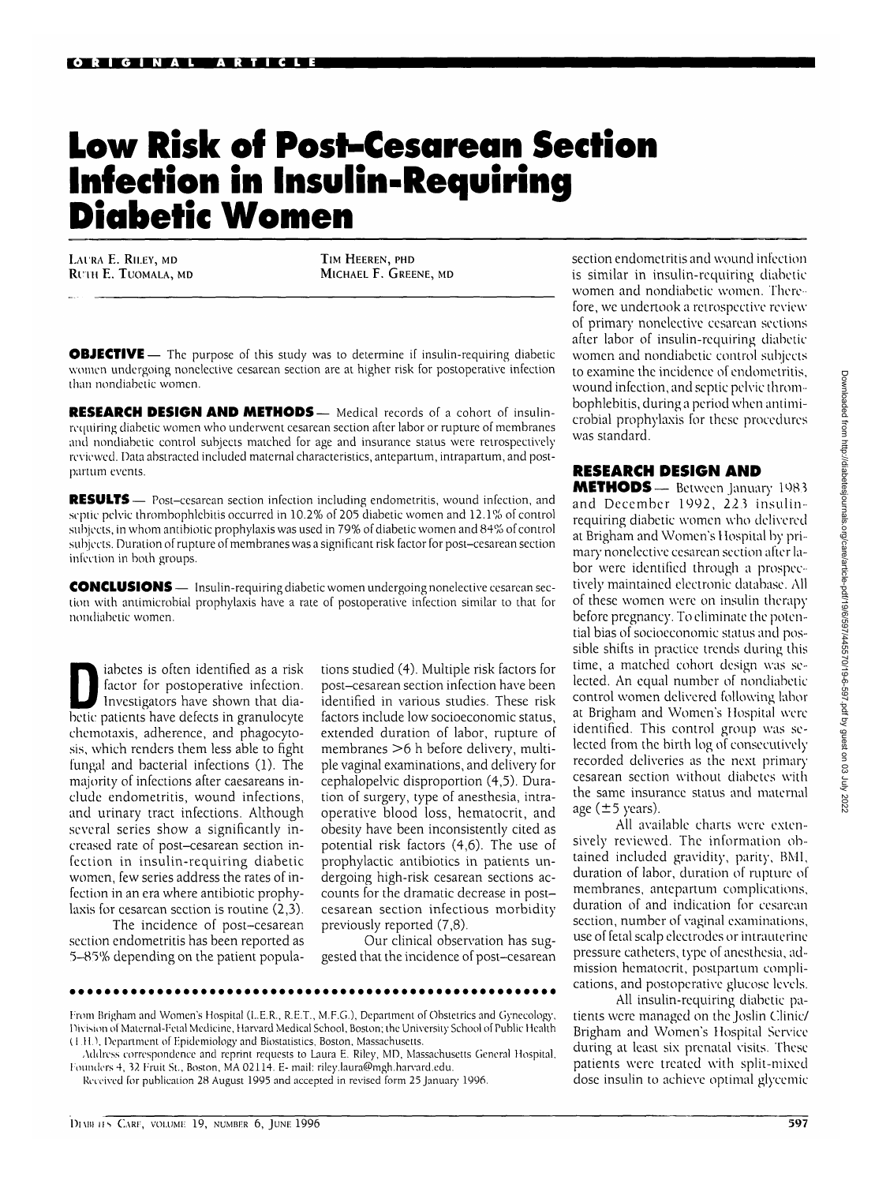ORIGINAL ARTICLE

# Low Risk of Post–Cesarean Section Infection in Insulin-Requiring Diabetic Women

LAURA E. RILEY, MD
RUTH E. TUOMALA, MD
TIM HEEREN, PHD
MICHAEL F. GREENE, MD

**OBJECTIVE** — The purpose of this study was to determine if insulin-requiring diabetic women undergoing nonelective cesarean section are at higher risk for postoperative infection than nondiabetic women.

**RESEARCH DESIGN AND METHODS** — Medical records of a cohort of insulin-requiring diabetic women who underwent cesarean section after labor or rupture of membranes and nondiabetic control subjects matched for age and insurance status were retrospectively reviewed. Data abstracted included maternal characteristics, antepartum, intrapartum, and postpartum events.

**RESULTS** — Post–cesarean section infection including endometritis, wound infection, and septic pelvic thrombophlebitis occurred in 10.2% of 205 diabetic women and 12.1% of control subjects, in whom antibiotic prophylaxis was used in 79% of diabetic women and 84% of control subjects. Duration of rupture of membranes was a significant risk factor for post–cesarean section infection in both groups.

**CONCLUSIONS** — Insulin-requiring diabetic women undergoing nonelective cesarean section with antimicrobial prophylaxis have a rate of postoperative infection similar to that for nondiabetic women.

Diabetes is often identified as a risk factor for postoperative infection. Investigators have shown that diabetic patients have defects in granulocyte chemotaxis, adherence, and phagocytosis, which renders them less able to fight fungal and bacterial infections (1). The majority of infections after caesareans include endometritis, wound infections, and urinary tract infections. Although several series show a significantly increased rate of post–cesarean section infection in insulin-requiring diabetic women, few series address the rates of infection in an era where antibiotic prophylaxis for cesarean section is routine (2,3).

The incidence of post–cesarean section endometritis has been reported as 5–85% depending on the patient populations studied (4). Multiple risk factors for post–cesarean section infection have been identified in various studies. These risk factors include low socioeconomic status, extended duration of labor, rupture of membranes >6 h before delivery, multiple vaginal examinations, and delivery for cephalopelvic disproportion (4,5). Duration of surgery, type of anesthesia, intraoperative blood loss, hematocrit, and obesity have been inconsistently cited as potential risk factors (4,6). The use of prophylactic antibiotics in patients undergoing high-risk cesarean sections accounts for the dramatic decrease in post–cesarean section infectious morbidity previously reported (7,8).

Our clinical observation has suggested that the incidence of post–cesarean section endometritis and wound infection is similar in insulin-requiring diabetic women and nondiabetic women. Therefore, we undertook a retrospective review of primary nonelective cesarean sections after labor of insulin-requiring diabetic women and nondiabetic control subjects to examine the incidence of endometritis, wound infection, and septic pelvic thrombophlebitis, during a period when antimicrobial prophylaxis for these procedures was standard.

## RESEARCH DESIGN AND METHODS

Between January 1983 and December 1992, 223 insulin-requiring diabetic women who delivered at Brigham and Women's Hospital by primary nonelective cesarean section after labor were identified through a prospectively maintained electronic database. All of these women were on insulin therapy before pregnancy. To eliminate the potential bias of socioeconomic status and possible shifts in practice trends during this time, a matched cohort design was selected. An equal number of nondiabetic control women delivered following labor at Brigham and Women's Hospital were identified. This control group was selected from the birth log of consecutively recorded deliveries as the next primary cesarean section without diabetes with the same insurance status and maternal age (±5 years).

All available charts were extensively reviewed. The information obtained included gravidity, parity, BMI, duration of labor, duration of rupture of membranes, antepartum complications, duration of and indication for cesarean section, number of vaginal examinations, use of fetal scalp electrodes or intrauterine pressure catheters, type of anesthesia, admission hematocrit, postpartum complications, and postoperative glucose levels.

All insulin-requiring diabetic patients were managed on the Joslin Clinic/Brigham and Women's Hospital Service during at least six prenatal visits. These patients were treated with split-mixed dose insulin to achieve optimal glycemic

From Brigham and Women's Hospital (L.E.R., R.E.T., M.F.G.), Department of Obstetrics and Gynecology, Division of Maternal-Fetal Medicine, Harvard Medical School, Boston; the University School of Public Health (T.H.), Department of Epidemiology and Biostatistics, Boston, Massachusetts.

Address correspondence and reprint requests to Laura E. Riley, MD, Massachusetts General Hospital, Founders 4, 32 Fruit St., Boston, MA 02114. E-mail: riley.laura@mgh.harvard.edu.

Received for publication 28 August 1995 and accepted in revised form 25 January 1996.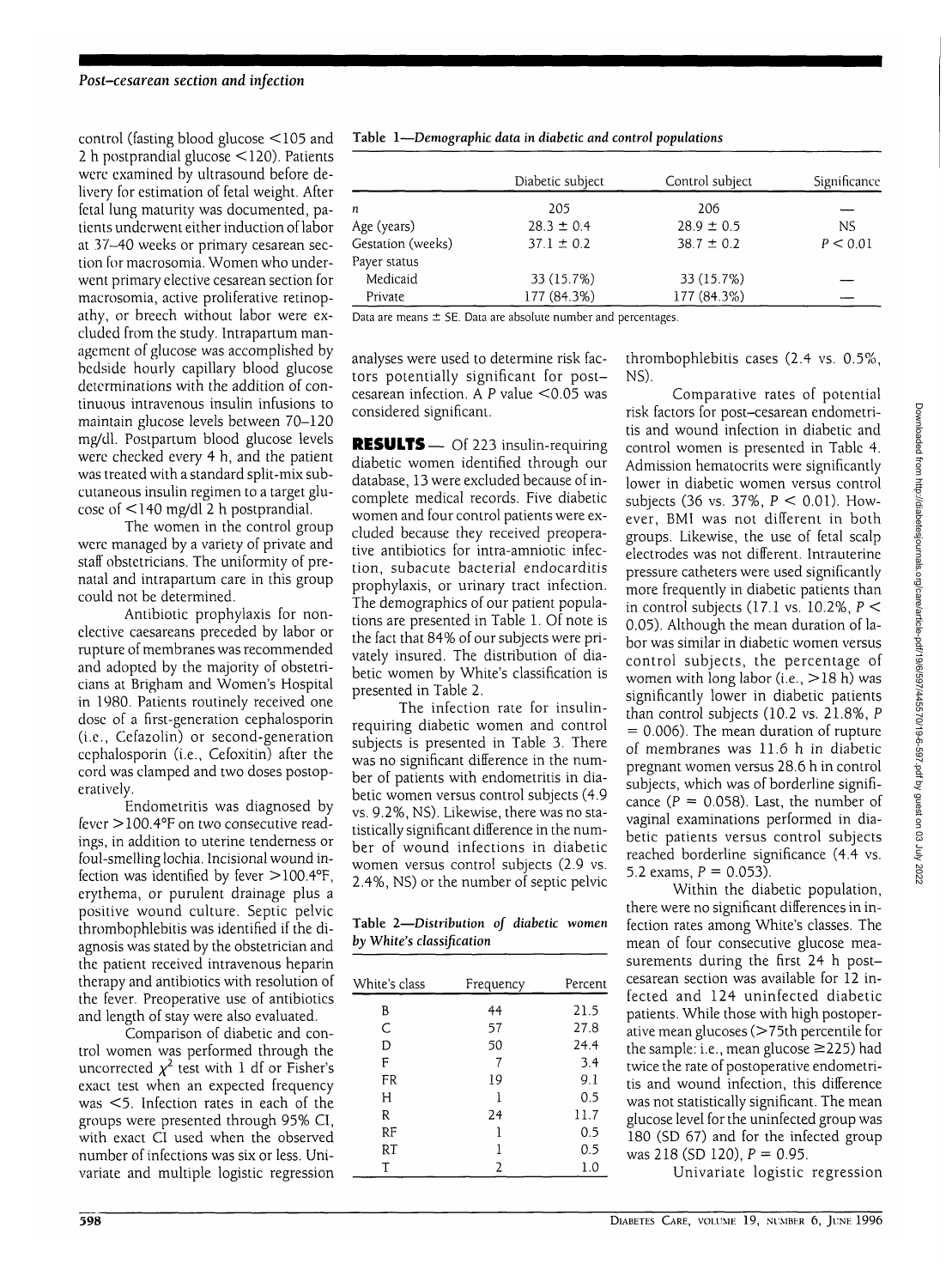control (fasting blood glucose <105 and 2 h postprandial glucose <120). Patients were examined by ultrasound before delivery for estimation of fetal weight. After fetal lung maturity was documented, patients underwent either induction of labor at 37–40 weeks or primary cesarean section for macrosomia. Women who underwent primary elective cesarean section for macrosomia, active proliferative retinopathy, or breech without labor were excluded from the study. Intrapartum management of glucose was accomplished by bedside hourly capillary blood glucose determinations with the addition of continuous intravenous insulin infusions to maintain glucose levels between 70–120 mg/dl. Postpartum blood glucose levels were checked every 4 h, and the patient was treated with a standard split-mix subcutaneous insulin regimen to a target glucose of <140 mg/dl 2 h postprandial.

The women in the control group were managed by a variety of private and staff obstetricians. The uniformity of prenatal and intrapartum care in this group could not be determined.

Antibiotic prophylaxis for nonelective caesareans preceded by labor or rupture of membranes was recommended and adopted by the majority of obstetricians at Brigham and Women's Hospital in 1980. Patients routinely received one dose of a first-generation cephalosporin (i.e., Cefazolin) or second-generation cephalosporin (i.e., Cefoxitin) after the cord was clamped and two doses postoperatively.

Endometritis was diagnosed by fever >100.4°F on two consecutive readings, in addition to uterine tenderness or foul-smelling lochia. Incisional wound infection was identified by fever >100.4°F, erythema, or purulent drainage plus a positive wound culture. Septic pelvic thrombophlebitis was identified if the diagnosis was stated by the obstetrician and the patient received intravenous heparin therapy and antibiotics with resolution of the fever. Preoperative use of antibiotics and length of stay were also evaluated.

Comparison of diabetic and control women was performed through the uncorrected $\chi^2$ test with 1 df or Fisher's exact test when an expected frequency was <5. Infection rates in each of the groups were presented through 95% CI, with exact CI used when the observed number of infections was six or less. Univariate and multiple logistic regression analyses were used to determine risk factors potentially significant for post–cesarean infection. A $P$ value <0.05 was considered significant.

**Table 1**—*Demographic data in diabetic and control populations*

| | Diabetic subject | Control subject | Significance |
|---|---|---|---|
| n | 205 | 206 | — |
| Age (years) | 28.3 ± 0.4 | 28.9 ± 0.5 | NS |
| Gestation (weeks) | 37.1 ± 0.2 | 38.7 ± 0.2 | $P < 0.01$ |
| Payer status | | | |
| Medicaid | 33 (15.7%) | 33 (15.7%) | — |
| Private | 177 (84.3%) | 177 (84.3%) | — |

Data are means ± SE. Data are absolute number and percentages.

## RESULTS

Of 223 insulin-requiring diabetic women identified through our database, 13 were excluded because of incomplete medical records. Five diabetic women and four control patients were excluded because they received preoperative antibiotics for intra-amniotic infection, subacute bacterial endocarditis prophylaxis, or urinary tract infection. The demographics of our patient populations are presented in Table 1. Of note is the fact that 84% of our subjects were privately insured. The distribution of diabetic women by White's classification is presented in Table 2.

The infection rate for insulin-requiring diabetic women and control subjects is presented in Table 3. There was no significant difference in the number of patients with endometritis in diabetic women versus control subjects (4.9 vs. 9.2%, NS). Likewise, there was no statistically significant difference in the number of wound infections in diabetic women versus control subjects (2.9 vs. 2.4%, NS) or the number of septic pelvic thrombophlebitis cases (2.4 vs. 0.5%, NS).

**Table 2**—*Distribution of diabetic women by White's classification*

| White's class | Frequency | Percent |
|---|---|---|
| B | 44 | 21.5 |
| C | 57 | 27.8 |
| D | 50 | 24.4 |
| F | 7 | 3.4 |
| FR | 19 | 9.1 |
| H | 1 | 0.5 |
| R | 24 | 11.7 |
| RF | 1 | 0.5 |
| RT | 1 | 0.5 |
| T | 2 | 1.0 |

Comparative rates of potential risk factors for post–cesarean endometritis and wound infection in diabetic and control women is presented in Table 4. Admission hematocrits were significantly lower in diabetic women versus control subjects (36 vs. 37%, $P < 0.01$). However, BMI was not different in both groups. Likewise, the use of fetal scalp electrodes was not different. Intrauterine pressure catheters were used significantly more frequently in diabetic patients than in control subjects (17.1 vs. 10.2%, $P < 0.05$). Although the mean duration of labor was similar in diabetic women versus control subjects, the percentage of women with long labor (i.e., >18 h) was significantly lower in diabetic patients than control subjects (10.2 vs. 21.8%, $P = 0.006$). The mean duration of rupture of membranes was 11.6 h in diabetic pregnant women versus 28.6 h in control subjects, which was of borderline significance ($P = 0.058$). Last, the number of vaginal examinations performed in diabetic patients versus control subjects reached borderline significance (4.4 vs. 5.2 exams, $P = 0.053$).

Within the diabetic population, there were no significant differences in infection rates among White's classes. The mean of four consecutive glucose measurements during the first 24 h post–cesarean section was available for 12 infected and 124 uninfected diabetic patients. While those with high postoperative mean glucoses (>75th percentile for the sample: i.e., mean glucose ≥225) had twice the rate of postoperative endometritis and wound infection, this difference was not statistically significant. The mean glucose level for the uninfected group was 180 (SD 67) and for the infected group was 218 (SD 120), $P = 0.95$.

Univariate logistic regression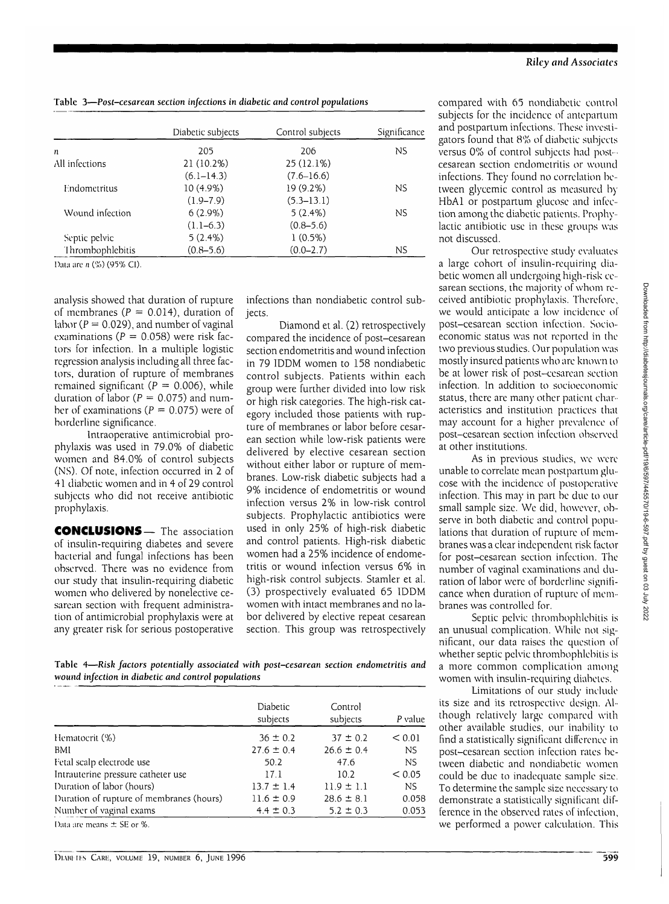Table 3—*Post–cesarean section infections in diabetic and control populations*

| | Diabetic subjects | Control subjects | Significance |
|---|---|---|---|
| n | 205 | 206 | NS |
| All infections | 21 (10.2%) (6.1–14.3) | 25 (12.1%) (7.6–16.6) | |
| Endometritus | 10 (4.9%) (1.9–7.9) | 19 (9.2%) (5.3–13.1) | NS |
| Wound infection | 6 (2.9%) (1.1–6.3) | 5 (2.4%) (0.8–5.6) | NS |
| Septic pelvic Thrombophlebitis | 5 (2.4%) (0.8–5.6) | 1 (0.5%) (0.0–2.7) | NS |

Data are n (%) (95% CI).

analysis showed that duration of rupture of membranes ($P = 0.014$), duration of labor ($P = 0.029$), and number of vaginal examinations ($P = 0.058$) were risk factors for infection. In a multiple logistic regression analysis including all three factors, duration of rupture of membranes remained significant ($P = 0.006$), while duration of labor ($P = 0.075$) and number of examinations ($P = 0.075$) were of borderline significance.

Intraoperative antimicrobial prophylaxis was used in 79.0% of diabetic women and 84.0% of control subjects (NS). Of note, infection occurred in 2 of 41 diabetic women and in 4 of 29 control subjects who did not receive antibiotic prophylaxis.

## CONCLUSIONS

The association of insulin-requiring diabetes and severe bacterial and fungal infections has been observed. There was no evidence from our study that insulin-requiring diabetic women who delivered by nonelective cesarean section with frequent administration of antimicrobial prophylaxis were at any greater risk for serious postoperative infections than nondiabetic control subjects.

Diamond et al. (2) retrospectively compared the incidence of post–cesarean section endometritis and wound infection in 79 IDDM women to 158 nondiabetic control subjects. Patients within each group were further divided into low risk or high risk categories. The high-risk category included those patients with rupture of membranes or labor before cesarean section while low-risk patients were delivered by elective cesarean section without either labor or rupture of membranes. Low-risk diabetic subjects had a 9% incidence of endometritis or wound infection versus 2% in low-risk control subjects. Prophylactic antibiotics were used in only 25% of high-risk diabetic and control patients. High-risk diabetic women had a 25% incidence of endometritis or wound infection versus 6% in high-risk control subjects. Stamler et al. (3) prospectively evaluated 65 IDDM women with intact membranes and no labor delivered by elective repeat cesarean section. This group was retrospectively compared with 65 nondiabetic control subjects for the incidence of antepartum and postpartum infections. These investigators found that 8% of diabetic subjects versus 0% of control subjects had post–cesarean section endometritis or wound infections. They found no correlation between glycemic control as measured by HbA1 or postpartum glucose and infection among the diabetic patients. Prophylactic antibiotic use in these groups was not discussed.

Our retrospective study evaluates a large cohort of insulin-requiring diabetic women all undergoing high-risk cesarean sections, the majority of whom received antibiotic prophylaxis. Therefore, we would anticipate a low incidence of post–cesarean section infection. Socioeconomic status was not reported in the two previous studies. Our population was mostly insured patients who are known to be at lower risk of post–cesarean section infection. In addition to socioeconomic status, there are many other patient characteristics and institution practices that may account for a higher prevalence of post–cesarean section infection observed at other institutions.

As in previous studies, we were unable to correlate mean postpartum glucose with the incidence of postoperative infection. This may in part be due to our small sample size. We did, however, observe in both diabetic and control populations that duration of rupture of membranes was a clear independent risk factor for post–cesarean section infection. The number of vaginal examinations and duration of labor were of borderline significance when duration of rupture of membranes was controlled for.

Septic pelvic thrombophlebitis is an unusual complication. While not significant, our data raises the question of whether septic pelvic thrombophlebitis is a more common complication among women with insulin-requiring diabetes.

Limitations of our study include its size and its retrospective design. Although relatively large compared with other available studies, our inability to find a statistically significant difference in post–cesarean section infection rates between diabetic and nondiabetic women could be due to inadequate sample size. To determine the sample size necessary to demonstrate a statistically significant difference in the observed rates of infection, we performed a power calculation. This

Table 4—*Risk factors potentially associated with post–cesarean section endometritis and wound infection in diabetic and control populations*

| | Diabetic subjects | Control subjects | P value |
|---|---|---|---|
| Hematocrit (%) | 36 ± 0.2 | 37 ± 0.2 | < 0.01 |
| BMI | 27.6 ± 0.4 | 26.6 ± 0.4 | NS |
| Fetal scalp electrode use | 50.2 | 47.6 | NS |
| Intrauterine pressure catheter use | 17.1 | 10.2 | < 0.05 |
| Duration of labor (hours) | 13.7 ± 1.4 | 11.9 ± 1.1 | NS |
| Duration of rupture of membranes (hours) | 11.6 ± 0.9 | 28.6 ± 8.1 | 0.058 |
| Number of vaginal exams | 4.4 ± 0.3 | 5.2 ± 0.3 | 0.053 |

Data are means ± SE or %.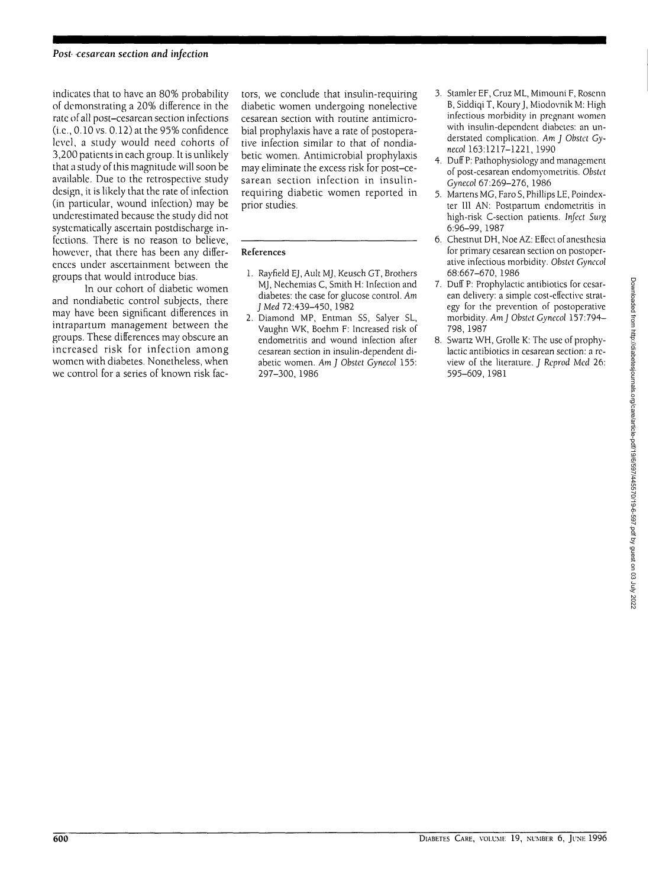indicates that to have an 80% probability of demonstrating a 20% difference in the rate of all post–cesarean section infections (i.e., 0.10 vs. 0.12) at the 95% confidence level, a study would need cohorts of 3,200 patients in each group. It is unlikely that a study of this magnitude will soon be available. Due to the retrospective study design, it is likely that the rate of infection (in particular, wound infection) may be underestimated because the study did not systematically ascertain postdischarge infections. There is no reason to believe, however, that there has been any differences under ascertainment between the groups that would introduce bias.

In our cohort of diabetic women and nondiabetic control subjects, there may have been significant differences in intrapartum management between the groups. These differences may obscure an increased risk for infection among women with diabetes. Nonetheless, when we control for a series of known risk factors, we conclude that insulin-requiring diabetic women undergoing nonelective cesarean section with routine antimicrobial prophylaxis have a rate of postoperative infection similar to that of nondiabetic women. Antimicrobial prophylaxis may eliminate the excess risk for post–cesarean section infection in insulin-requiring diabetic women reported in prior studies.

## References

1. Rayfield EJ, Ault MJ, Keusch GT, Brothers MJ, Nechemias C, Smith H: Infection and diabetes: the case for glucose control. *Am J Med* 72:439–450, 1982
2. Diamond MP, Entman SS, Salyer SL, Vaughn WK, Boehm F: Increased risk of endometritis and wound infection after cesarean section in insulin-dependent diabetic women. *Am J Obstet Gynecol* 155: 297–300, 1986
3. Stamler EF, Cruz ML, Mimouni F, Rosenn B, Siddiqi T, Koury J, Miodovnik M: High infectious morbidity in pregnant women with insulin-dependent diabetes: an understated complication. *Am J Obstet Gynecol* 163:1217–1221, 1990
4. Duff P: Pathophysiology and management of post-cesarean endomyometritis. *Obstet Gynecol* 67:269–276, 1986
5. Martens MG, Faro S, Phillips LE, Poindexter III AN: Postpartum endometritis in high-risk C-section patients. *Infect Surg* 6:96–99, 1987
6. Chestnut DH, Noe AZ: Effect of anesthesia for primary cesarean section on postoperative infectious morbidity. *Obstet Gynecol* 68:667–670, 1986
7. Duff P: Prophylactic antibiotics for cesarean delivery: a simple cost-effective strategy for the prevention of postoperative morbidity. *Am J Obstet Gynecol* 157:794–798, 1987
8. Swartz WH, Grolle K: The use of prophylactic antibiotics in cesarean section: a review of the literature. *J Reprod Med* 26: 595–609, 1981